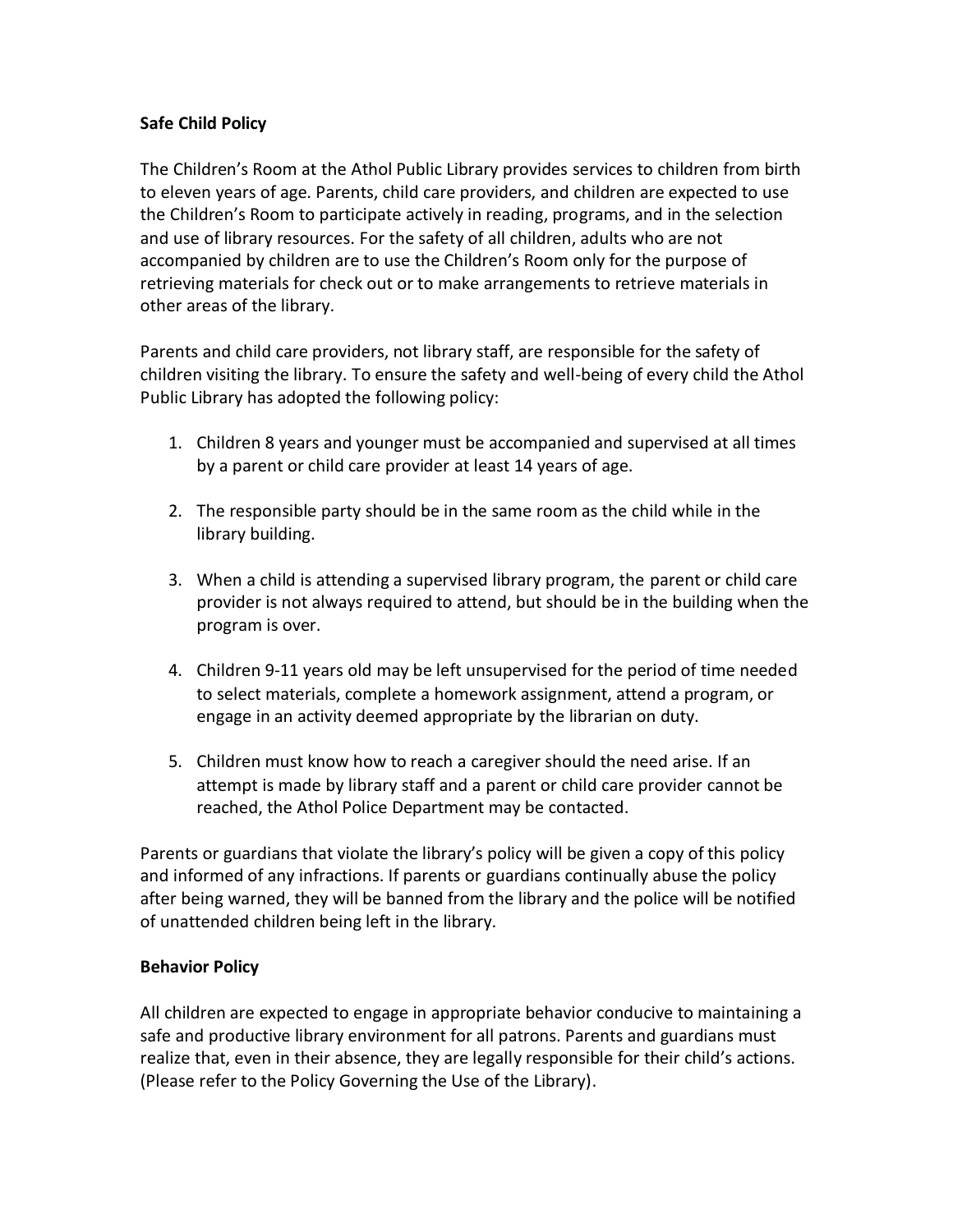**Safe Child Policy**

The Children's Room at the Athol Public Library provides services to children from birth to eleven years of age. Parents, child care providers, and children are expected to use the Children's Room to participate actively in reading, programs, and in the selection and use of library resources. For the safety of all children, adults who are not accompanied by children are to use the Children's Room only for the purpose of retrieving materials for check out or to make arrangements to retrieve materials in other areas of the library.

Parents and child care providers, not library staff, are responsible for the safety of children visiting the library. To ensure the safety and well-being of every child the Athol Public Library has adopted the following policy:

1. Children 8 years and younger must be accompanied and supervised at all times by a parent or child care provider at least 14 years of age.

2. The responsible party should be in the same room as the child while in the library building.

3. When a child is attending a supervised library program, the parent or child care provider is not always required to attend, but should be in the building when the program is over.

4. Children 9-11 years old may be left unsupervised for the period of time needed to select materials, complete a homework assignment, attend a program, or engage in an activity deemed appropriate by the librarian on duty.

5. Children must know how to reach a caregiver should the need arise. If an attempt is made by library staff and a parent or child care provider cannot be reached, the Athol Police Department may be contacted.

Parents or guardians that violate the library's policy will be given a copy of this policy and informed of any infractions. If parents or guardians continually abuse the policy after being warned, they will be banned from the library and the police will be notified of unattended children being left in the library.

**Behavior Policy**

All children are expected to engage in appropriate behavior conducive to maintaining a safe and productive library environment for all patrons. Parents and guardians must realize that, even in their absence, they are legally responsible for their child's actions. (Please refer to the Policy Governing the Use of the Library).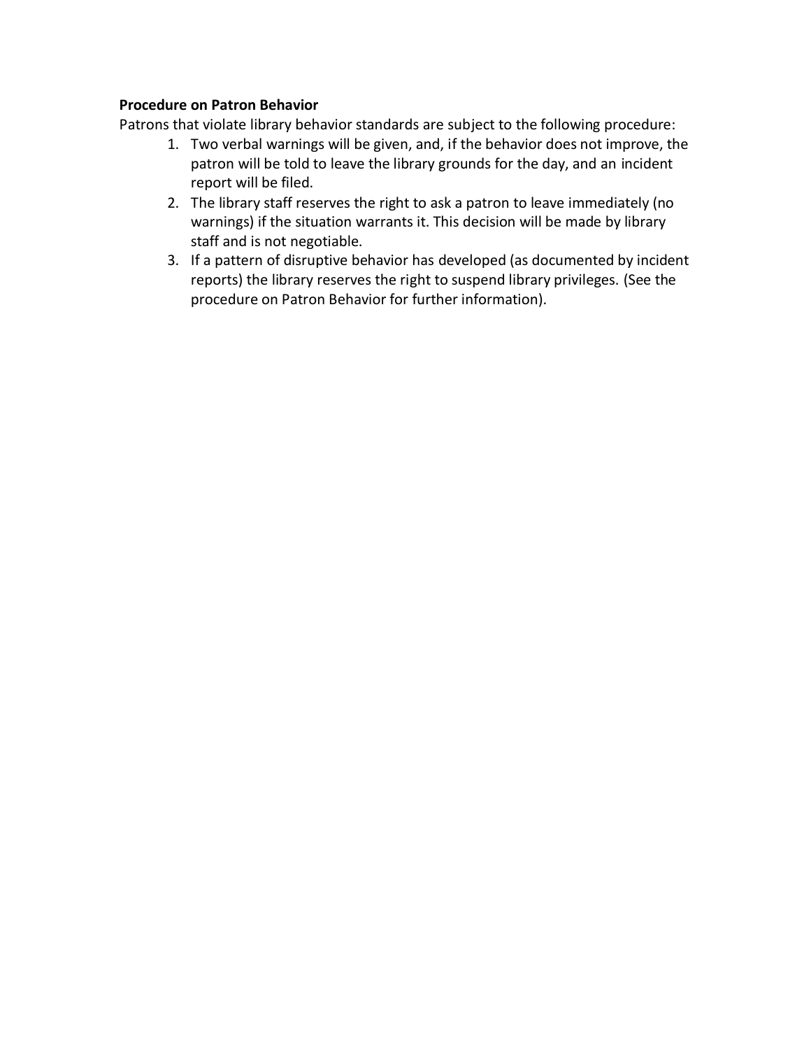**Procedure on Patron Behavior**

Patrons that violate library behavior standards are subject to the following procedure:

1. Two verbal warnings will be given, and, if the behavior does not improve, the patron will be told to leave the library grounds for the day, and an incident report will be filed.
2. The library staff reserves the right to ask a patron to leave immediately (no warnings) if the situation warrants it. This decision will be made by library staff and is not negotiable.
3. If a pattern of disruptive behavior has developed (as documented by incident reports) the library reserves the right to suspend library privileges. (See the procedure on Patron Behavior for further information).